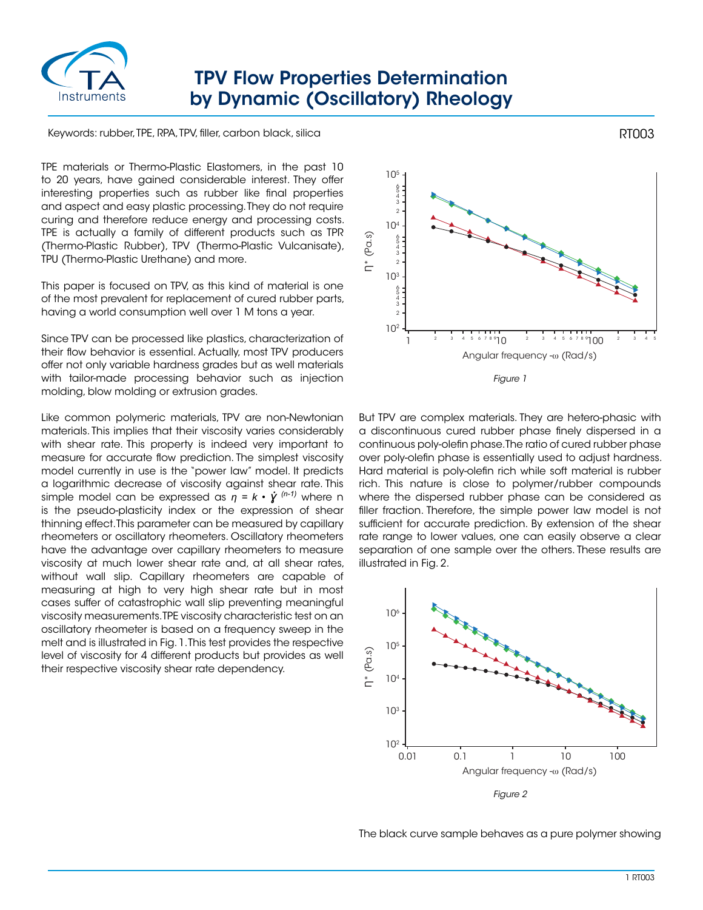# TPV Flow Properties Determination by Dynamic (Oscillatory) Rheology

Keywords: rubber, TPE, RPA, TPV, filler, carbon black, silica

RT003

TPE materials or Thermo-Plastic Elastomers, in the past 10 to 20 years, have gained considerable interest. They offer interesting properties such as rubber like final properties and aspect and easy plastic processing. They do not require curing and therefore reduce energy and processing costs. TPE is actually a family of different products such as TPR (Thermo-Plastic Rubber), TPV (Thermo-Plastic Vulcanisate), TPU (Thermo-Plastic Urethane) and more.

This paper is focused on TPV, as this kind of material is one of the most prevalent for replacement of cured rubber parts, having a world consumption well over 1 M tons a year.

Since TPV can be processed like plastics, characterization of their flow behavior is essential. Actually, most TPV producers offer not only variable hardness grades but as well materials with tailor-made processing behavior such as injection molding, blow molding or extrusion grades.

Like common polymeric materials, TPV are non-Newtonian materials. This implies that their viscosity varies considerably with shear rate. This property is indeed very important to measure for accurate flow prediction. The simplest viscosity model currently in use is the "power law" model. It predicts a logarithmic decrease of viscosity against shear rate. This simple model can be expressed as $\eta = k \cdot \dot{\gamma}^{(n-1)}$ where n is the pseudo-plasticity index or the expression of shear thinning effect. This parameter can be measured by capillary rheometers or oscillatory rheometers. Oscillatory rheometers have the advantage over capillary rheometers to measure viscosity at much lower shear rate and, at all shear rates, without wall slip. Capillary rheometers are capable of measuring at high to very high shear rate but in most cases suffer of catastrophic wall slip preventing meaningful viscosity measurements. TPE viscosity characteristic test on an oscillatory rheometer is based on a frequency sweep in the melt and is illustrated in Fig. 1. This test provides the respective level of viscosity for 4 different products but provides as well their respective viscosity shear rate dependency.

*Figure 1*

But TPV are complex materials. They are hetero-phasic with a discontinuous cured rubber phase finely dispersed in a continuous poly-olefin phase. The ratio of cured rubber phase over poly-olefin phase is essentially used to adjust hardness. Hard material is poly-olefin rich while soft material is rubber rich. This nature is close to polymer/rubber compounds where the dispersed rubber phase can be considered as filler fraction. Therefore, the simple power law model is not sufficient for accurate prediction. By extension of the shear rate range to lower values, one can easily observe a clear separation of one sample over the others. These results are illustrated in Fig. 2.

*Figure 2*

The black curve sample behaves as a pure polymer showing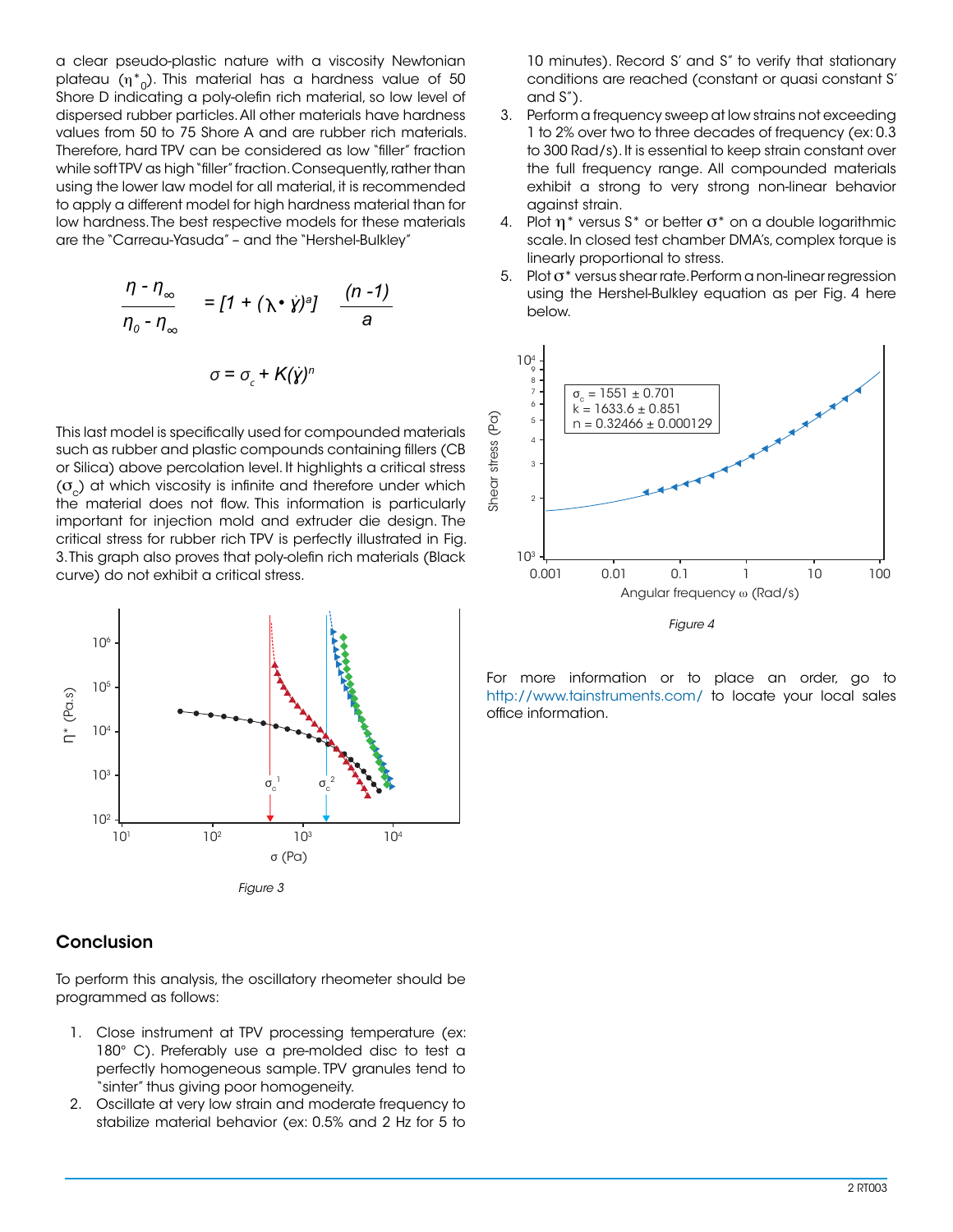a clear pseudo-plastic nature with a viscosity Newtonian plateau ($\eta^*_0$). This material has a hardness value of 50 Shore D indicating a poly-olefin rich material, so low level of dispersed rubber particles. All other materials have hardness values from 50 to 75 Shore A and are rubber rich materials. Therefore, hard TPV can be considered as low "filler" fraction while soft TPV as high "filler" fraction. Consequently, rather than using the lower law model for all material, it is recommended to apply a different model for high hardness material than for low hardness. The best respective models for these materials are the "Carreau-Yasuda" – and the "Hershel-Bulkley"

$$\frac{\eta - \eta_\infty}{\eta_0 - \eta_\infty} = [1 + (\lambda \cdot \dot{\gamma})^a] \frac{(n-1)}{a}$$

$$\sigma = \sigma_c + K(\dot{\gamma})^n$$

This last model is specifically used for compounded materials such as rubber and plastic compounds containing fillers (CB or Silica) above percolation level. It highlights a critical stress ($\sigma_c$) at which viscosity is infinite and therefore under which the material does not flow. This information is particularly important for injection mold and extruder die design. The critical stress for rubber rich TPV is perfectly illustrated in Fig. 3. This graph also proves that poly-olefin rich materials (Black curve) do not exhibit a critical stress.

η* (Pa.s)
10^6
10^5
10^4
10^3
10^2
10^1
10^2
10^3
10^4
σ (Pa)
σc1
σc2

Figure 3

## Conclusion

To perform this analysis, the oscillatory rheometer should be programmed as follows:

1. Close instrument at TPV processing temperature (ex: 180° C). Preferably use a pre-molded disc to test a perfectly homogeneous sample. TPV granules tend to "sinter" thus giving poor homogeneity.
2. Oscillate at very low strain and moderate frequency to stabilize material behavior (ex: 0.5% and 2 Hz for 5 to 10 minutes). Record S' and S" to verify that stationary conditions are reached (constant or quasi constant S' and S").
3. Perform a frequency sweep at low strains not exceeding 1 to 2% over two to three decades of frequency (ex: 0.3 to 300 Rad/s). It is essential to keep strain constant over the full frequency range. All compounded materials exhibit a strong to very strong non-linear behavior against strain.
4. Plot $\eta^*$ versus S* or better $\sigma^*$ on a double logarithmic scale. In closed test chamber DMA's, complex torque is linearly proportional to stress.
5. Plot $\sigma^*$ versus shear rate. Perform a non-linear regression using the Hershel-Bulkley equation as per Fig. 4 here below.

Shear stress (Pa)
10^4
10^3
σc = 1551 ± 0.701
k = 1633.6 ± 0.851
n = 0.32466 ± 0.000129
0.001
0.01
0.1
1
10
100
Angular frequency ω (Rad/s)

Figure 4

For more information or to place an order, go to http://www.tainstruments.com/ to locate your local sales office information.